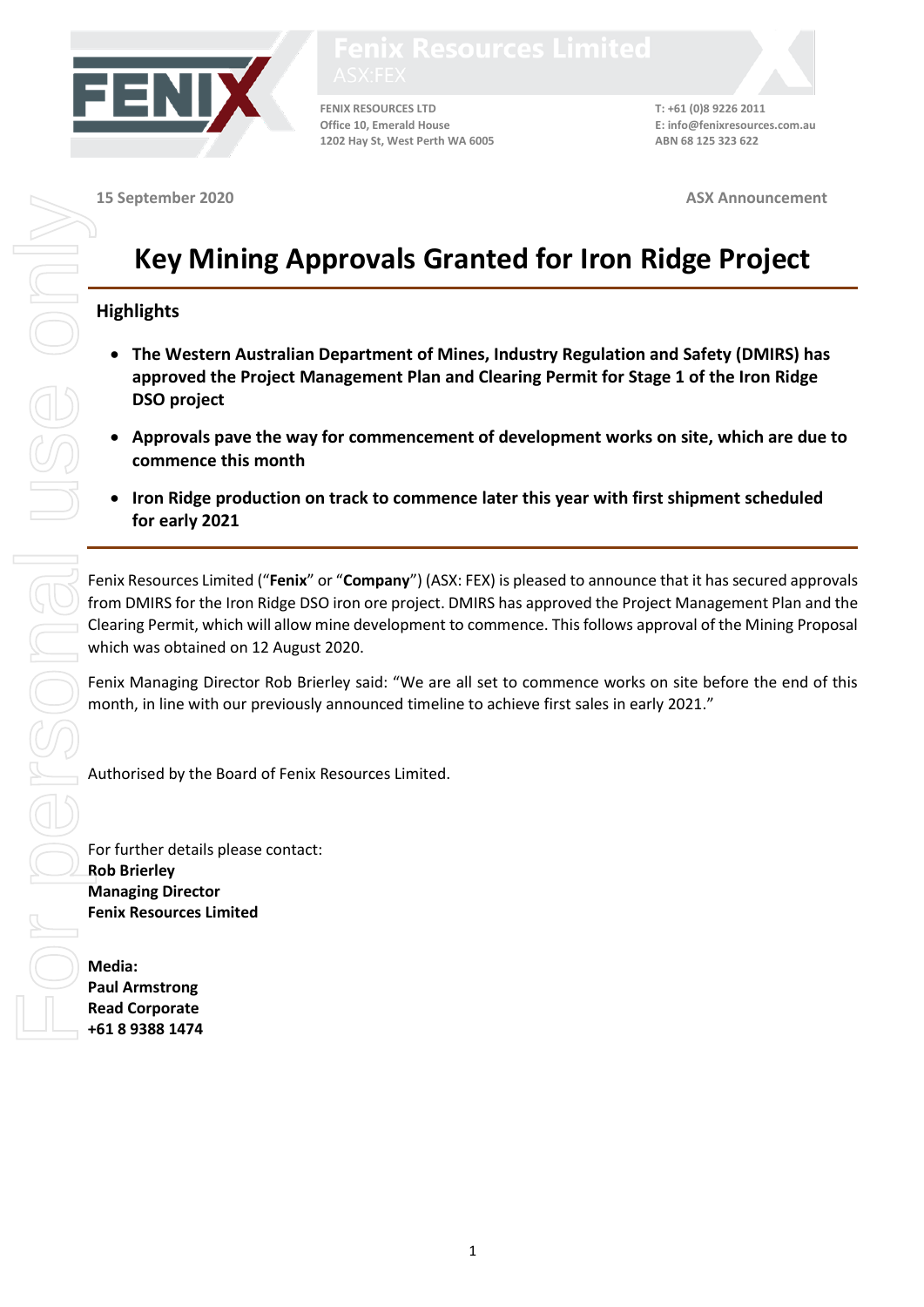**Fenix Resources Limited**
ASX:FEX

**FENIX RESOURCES LTD**
Office 10, Emerald House
1202 Hay St, West Perth WA 6005

T: +61 (0)8 9226 2011
E: info@fenixresources.com.au
ABN 68 125 323 622

15 September 2020

ASX Announcement

# Key Mining Approvals Granted for Iron Ridge Project

## Highlights

- **The Western Australian Department of Mines, Industry Regulation and Safety (DMIRS) has approved the Project Management Plan and Clearing Permit for Stage 1 of the Iron Ridge DSO project**
- **Approvals pave the way for commencement of development works on site, which are due to commence this month**
- **Iron Ridge production on track to commence later this year with first shipment scheduled for early 2021**

Fenix Resources Limited ("**Fenix**" or "**Company**") (ASX: FEX) is pleased to announce that it has secured approvals from DMIRS for the Iron Ridge DSO iron ore project. DMIRS has approved the Project Management Plan and the Clearing Permit, which will allow mine development to commence. This follows approval of the Mining Proposal which was obtained on 12 August 2020.

Fenix Managing Director Rob Brierley said: "We are all set to commence works on site before the end of this month, in line with our previously announced timeline to achieve first sales in early 2021."

Authorised by the Board of Fenix Resources Limited.

For further details please contact:
**Rob Brierley**
**Managing Director**
**Fenix Resources Limited**

**Media:**
**Paul Armstrong**
**Read Corporate**
**+61 8 9388 1474**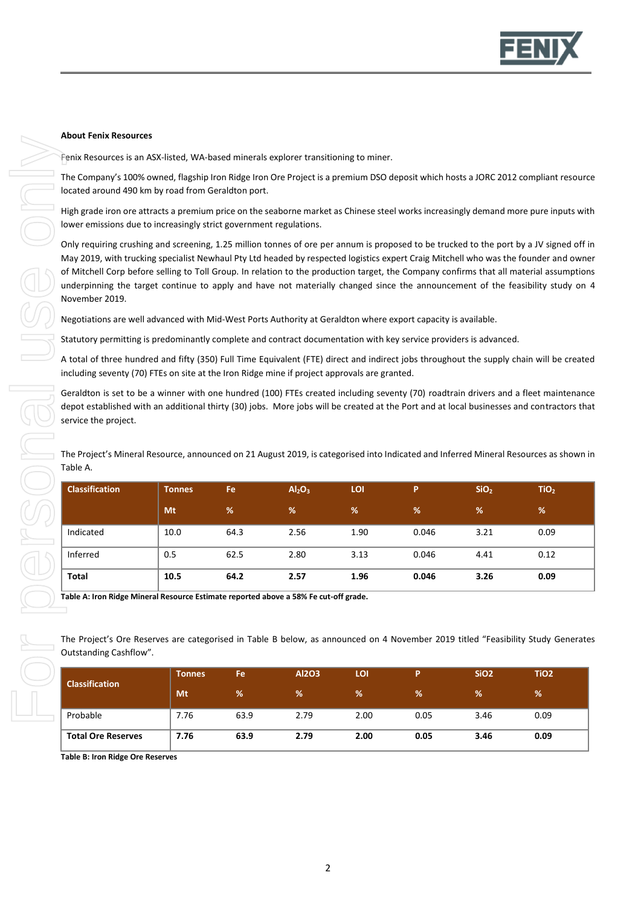**About Fenix Resources**

Fenix Resources is an ASX-listed, WA-based minerals explorer transitioning to miner.

The Company's 100% owned, flagship Iron Ridge Iron Ore Project is a premium DSO deposit which hosts a JORC 2012 compliant resource located around 490 km by road from Geraldton port.

High grade iron ore attracts a premium price on the seaborne market as Chinese steel works increasingly demand more pure inputs with lower emissions due to increasingly strict government regulations.

Only requiring crushing and screening, 1.25 million tonnes of ore per annum is proposed to be trucked to the port by a JV signed off in May 2019, with trucking specialist Newhaul Pty Ltd headed by respected logistics expert Craig Mitchell who was the founder and owner of Mitchell Corp before selling to Toll Group. In relation to the production target, the Company confirms that all material assumptions underpinning the target continue to apply and have not materially changed since the announcement of the feasibility study on 4 November 2019.

Negotiations are well advanced with Mid-West Ports Authority at Geraldton where export capacity is available.

Statutory permitting is predominantly complete and contract documentation with key service providers is advanced.

A total of three hundred and fifty (350) Full Time Equivalent (FTE) direct and indirect jobs throughout the supply chain will be created including seventy (70) FTEs on site at the Iron Ridge mine if project approvals are granted.

Geraldton is set to be a winner with one hundred (100) FTEs created including seventy (70) roadtrain drivers and a fleet maintenance depot established with an additional thirty (30) jobs. More jobs will be created at the Port and at local businesses and contractors that service the project.

The Project's Mineral Resource, announced on 21 August 2019, is categorised into Indicated and Inferred Mineral Resources as shown in Table A.

| Classification | Tonnes | Fe | $Al_2O_3$ | LOI | P | $SiO_2$ | $TiO_2$ |
|---|---|---|---|---|---|---|---|
| | Mt | % | % | % | % | % | % |
| Indicated | 10.0 | 64.3 | 2.56 | 1.90 | 0.046 | 3.21 | 0.09 |
| Inferred | 0.5 | 62.5 | 2.80 | 3.13 | 0.046 | 4.41 | 0.12 |
| **Total** | **10.5** | **64.2** | **2.57** | **1.96** | **0.046** | **3.26** | **0.09** |

**Table A: Iron Ridge Mineral Resource Estimate reported above a 58% Fe cut-off grade.**

The Project's Ore Reserves are categorised in Table B below, as announced on 4 November 2019 titled "Feasibility Study Generates Outstanding Cashflow".

| Classification | Tonnes | Fe | Al2O3 | LOI | P | SiO2 | TiO2 |
|---|---|---|---|---|---|---|---|
| | Mt | % | % | % | % | % | % |
| Probable | 7.76 | 63.9 | 2.79 | 2.00 | 0.05 | 3.46 | 0.09 |
| **Total Ore Reserves** | **7.76** | **63.9** | **2.79** | **2.00** | **0.05** | **3.46** | **0.09** |

**Table B: Iron Ridge Ore Reserves**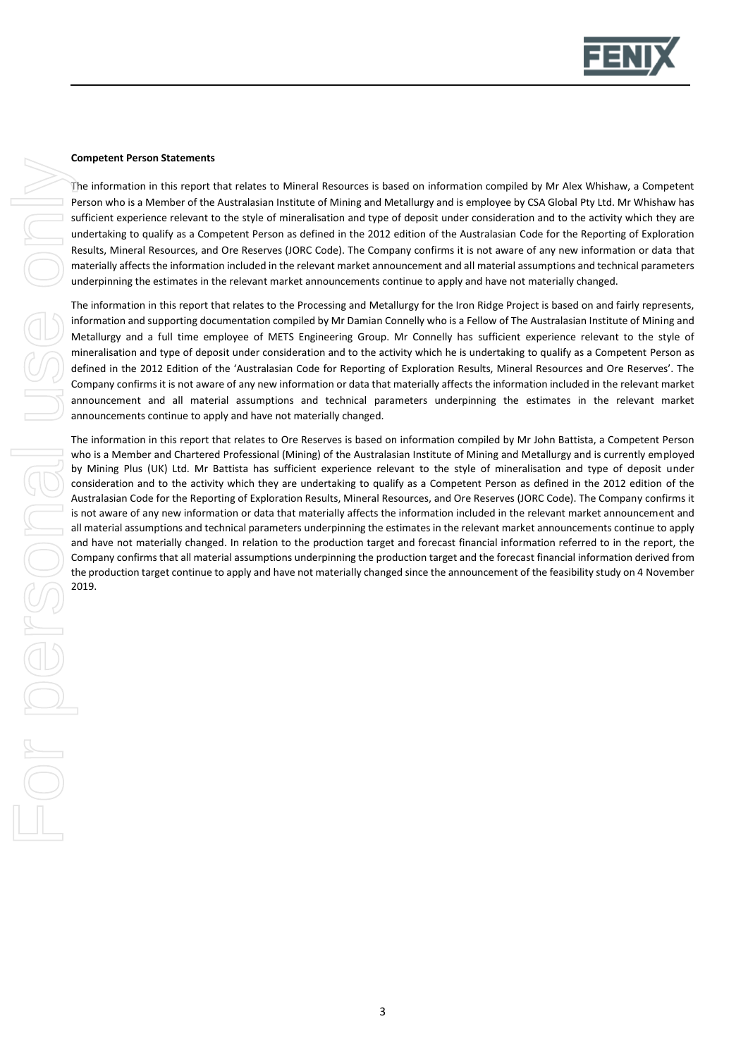**Competent Person Statements**

The information in this report that relates to Mineral Resources is based on information compiled by Mr Alex Whishaw, a Competent Person who is a Member of the Australasian Institute of Mining and Metallurgy and is employee by CSA Global Pty Ltd. Mr Whishaw has sufficient experience relevant to the style of mineralisation and type of deposit under consideration and to the activity which they are undertaking to qualify as a Competent Person as defined in the 2012 edition of the Australasian Code for the Reporting of Exploration Results, Mineral Resources, and Ore Reserves (JORC Code). The Company confirms it is not aware of any new information or data that materially affects the information included in the relevant market announcement and all material assumptions and technical parameters underpinning the estimates in the relevant market announcements continue to apply and have not materially changed.

The information in this report that relates to the Processing and Metallurgy for the Iron Ridge Project is based on and fairly represents, information and supporting documentation compiled by Mr Damian Connelly who is a Fellow of The Australasian Institute of Mining and Metallurgy and a full time employee of METS Engineering Group. Mr Connelly has sufficient experience relevant to the style of mineralisation and type of deposit under consideration and to the activity which he is undertaking to qualify as a Competent Person as defined in the 2012 Edition of the 'Australasian Code for Reporting of Exploration Results, Mineral Resources and Ore Reserves'. The Company confirms it is not aware of any new information or data that materially affects the information included in the relevant market announcement and all material assumptions and technical parameters underpinning the estimates in the relevant market announcements continue to apply and have not materially changed.

The information in this report that relates to Ore Reserves is based on information compiled by Mr John Battista, a Competent Person who is a Member and Chartered Professional (Mining) of the Australasian Institute of Mining and Metallurgy and is currently employed by Mining Plus (UK) Ltd. Mr Battista has sufficient experience relevant to the style of mineralisation and type of deposit under consideration and to the activity which they are undertaking to qualify as a Competent Person as defined in the 2012 edition of the Australasian Code for the Reporting of Exploration Results, Mineral Resources, and Ore Reserves (JORC Code). The Company confirms it is not aware of any new information or data that materially affects the information included in the relevant market announcement and all material assumptions and technical parameters underpinning the estimates in the relevant market announcements continue to apply and have not materially changed. In relation to the production target and forecast financial information referred to in the report, the Company confirms that all material assumptions underpinning the production target and the forecast financial information derived from the production target continue to apply and have not materially changed since the announcement of the feasibility study on 4 November 2019.